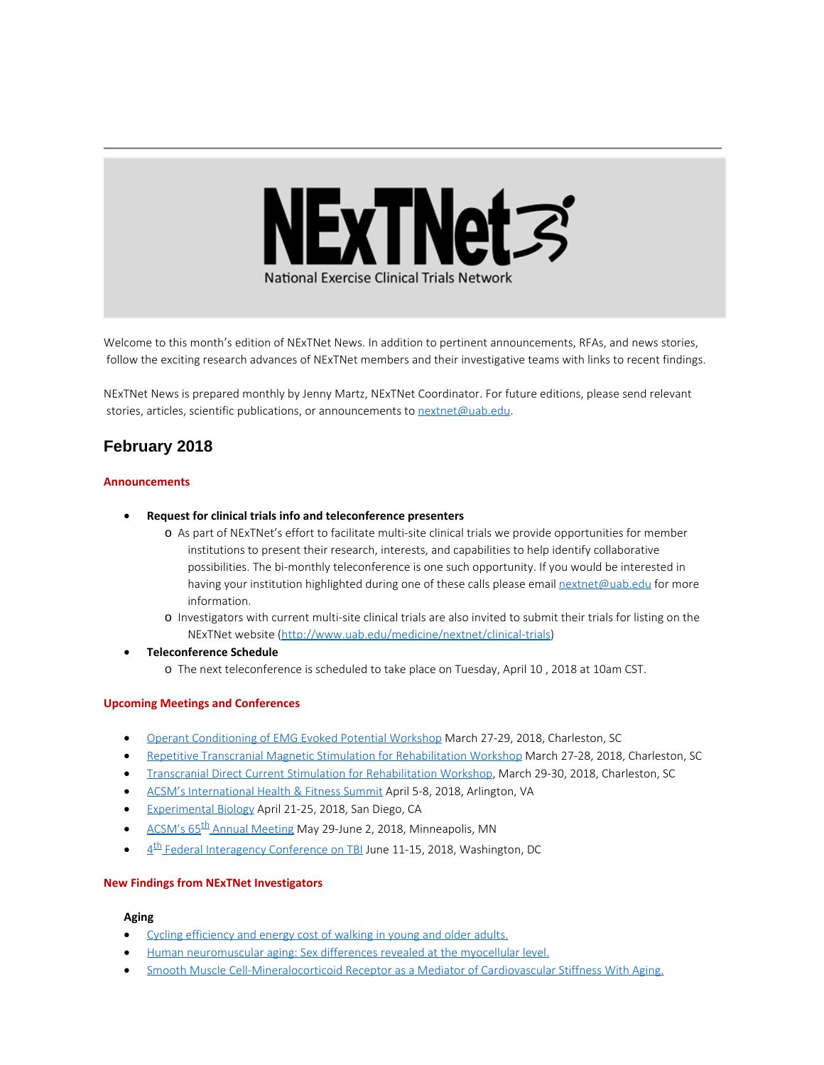NEｘTNet

National Exercise Clinical Trials Network

Welcome to this month's edition of NExTNet News. In addition to pertinent announcements, RFAs, and news stories, follow the exciting research advances of NExTNet members and their investigative teams with links to recent findings.

NExTNet News is prepared monthly by Jenny Martz, NExTNet Coordinator. For future editions, please send relevant stories, articles, scientific publications, or announcements to [nextnet@uab.edu](mailto:nextnet@uab.edu).

## February 2018

### Announcements

- **Request for clinical trials info and teleconference presenters**
  - As part of NExTNet's effort to facilitate multi-site clinical trials we provide opportunities for member institutions to present their research, interests, and capabilities to help identify collaborative possibilities. The bi-monthly teleconference is one such opportunity. If you would be interested in having your institution highlighted during one of these calls please email [nextnet@uab.edu](mailto:nextnet@uab.edu) for more information.
  - Investigators with current multi-site clinical trials are also invited to submit their trials for listing on the NExTNet website ([http://www.uab.edu/medicine/nextnet/clinical-trials](http://www.uab.edu/medicine/nextnet/clinical-trials))
- **Teleconference Schedule**
  - The next teleconference is scheduled to take place on Tuesday, April 10 , 2018 at 10am CST.

### Upcoming Meetings and Conferences

- Operant Conditioning of EMG Evoked Potential Workshop March 27-29, 2018, Charleston, SC
- Repetitive Transcranial Magnetic Stimulation for Rehabilitation Workshop March 27-28, 2018, Charleston, SC
- Transcranial Direct Current Stimulation for Rehabilitation Workshop, March 29-30, 2018, Charleston, SC
- ACSM's International Health & Fitness Summit April 5-8, 2018, Arlington, VA
- Experimental Biology April 21-25, 2018, San Diego, CA
- ACSM's 65th Annual Meeting May 29-June 2, 2018, Minneapolis, MN
- 4th Federal Interagency Conference on TBI June 11-15, 2018, Washington, DC

### New Findings from NExTNet Investigators

**Aging**

- Cycling efficiency and energy cost of walking in young and older adults.
- Human neuromuscular aging: Sex differences revealed at the myocellular level.
- Smooth Muscle Cell-Mineralocorticoid Receptor as a Mediator of Cardiovascular Stiffness With Aging.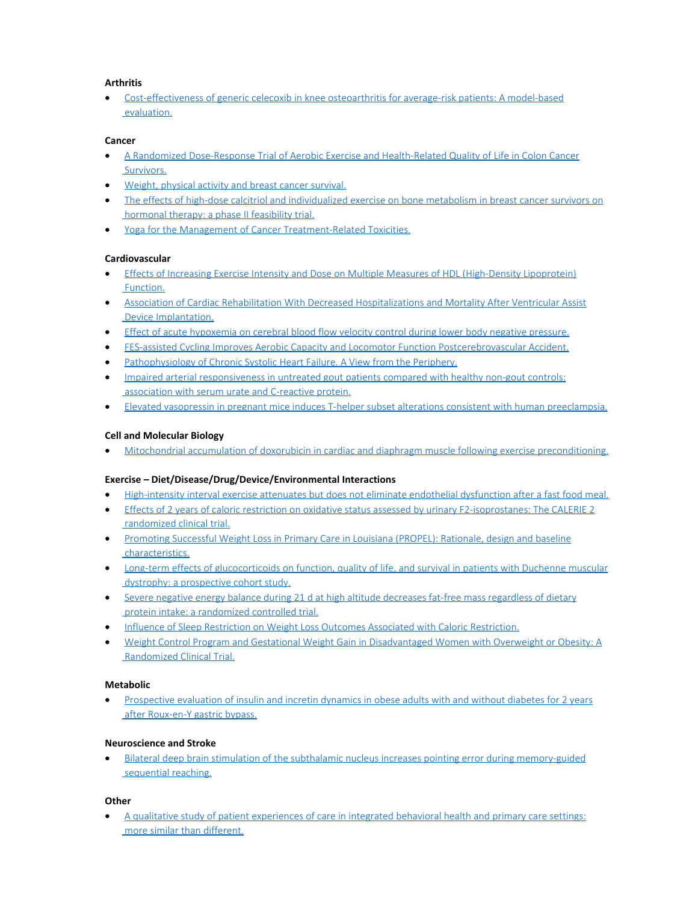**Arthritis**

- Cost-effectiveness of generic celecoxib in knee osteoarthritis for average-risk patients: A model-based evaluation.

**Cancer**

- A Randomized Dose-Response Trial of Aerobic Exercise and Health-Related Quality of Life in Colon Cancer Survivors.
- Weight, physical activity and breast cancer survival.
- The effects of high-dose calcitriol and individualized exercise on bone metabolism in breast cancer survivors on hormonal therapy: a phase II feasibility trial.
- Yoga for the Management of Cancer Treatment-Related Toxicities.

**Cardiovascular**

- Effects of Increasing Exercise Intensity and Dose on Multiple Measures of HDL (High-Density Lipoprotein) Function.
- Association of Cardiac Rehabilitation With Decreased Hospitalizations and Mortality After Ventricular Assist Device Implantation.
- Effect of acute hypoxemia on cerebral blood flow velocity control during lower body negative pressure.
- FES-assisted Cycling Improves Aerobic Capacity and Locomotor Function Postcerebrovascular Accident.
- Pathophysiology of Chronic Systolic Heart Failure. A View from the Periphery.
- Impaired arterial responsiveness in untreated gout patients compared with healthy non-gout controls: association with serum urate and C-reactive protein.
- Elevated vasopressin in pregnant mice induces T-helper subset alterations consistent with human preeclampsia.

**Cell and Molecular Biology**

- Mitochondrial accumulation of doxorubicin in cardiac and diaphragm muscle following exercise preconditioning.

**Exercise – Diet/Disease/Drug/Device/Environmental Interactions**

- High-intensity interval exercise attenuates but does not eliminate endothelial dysfunction after a fast food meal.
- Effects of 2 years of caloric restriction on oxidative status assessed by urinary F2-isoprostanes: The CALERIE 2 randomized clinical trial.
- Promoting Successful Weight Loss in Primary Care in Louisiana (PROPEL): Rationale, design and baseline characteristics.
- Long-term effects of glucocorticoids on function, quality of life, and survival in patients with Duchenne muscular dystrophy: a prospective cohort study.
- Severe negative energy balance during 21 d at high altitude decreases fat-free mass regardless of dietary protein intake: a randomized controlled trial.
- Influence of Sleep Restriction on Weight Loss Outcomes Associated with Caloric Restriction.
- Weight Control Program and Gestational Weight Gain in Disadvantaged Women with Overweight or Obesity: A Randomized Clinical Trial.

**Metabolic**

- Prospective evaluation of insulin and incretin dynamics in obese adults with and without diabetes for 2 years after Roux-en-Y gastric bypass.

**Neuroscience and Stroke**

- Bilateral deep brain stimulation of the subthalamic nucleus increases pointing error during memory-guided sequential reaching.

**Other**

- A qualitative study of patient experiences of care in integrated behavioral health and primary care settings: more similar than different.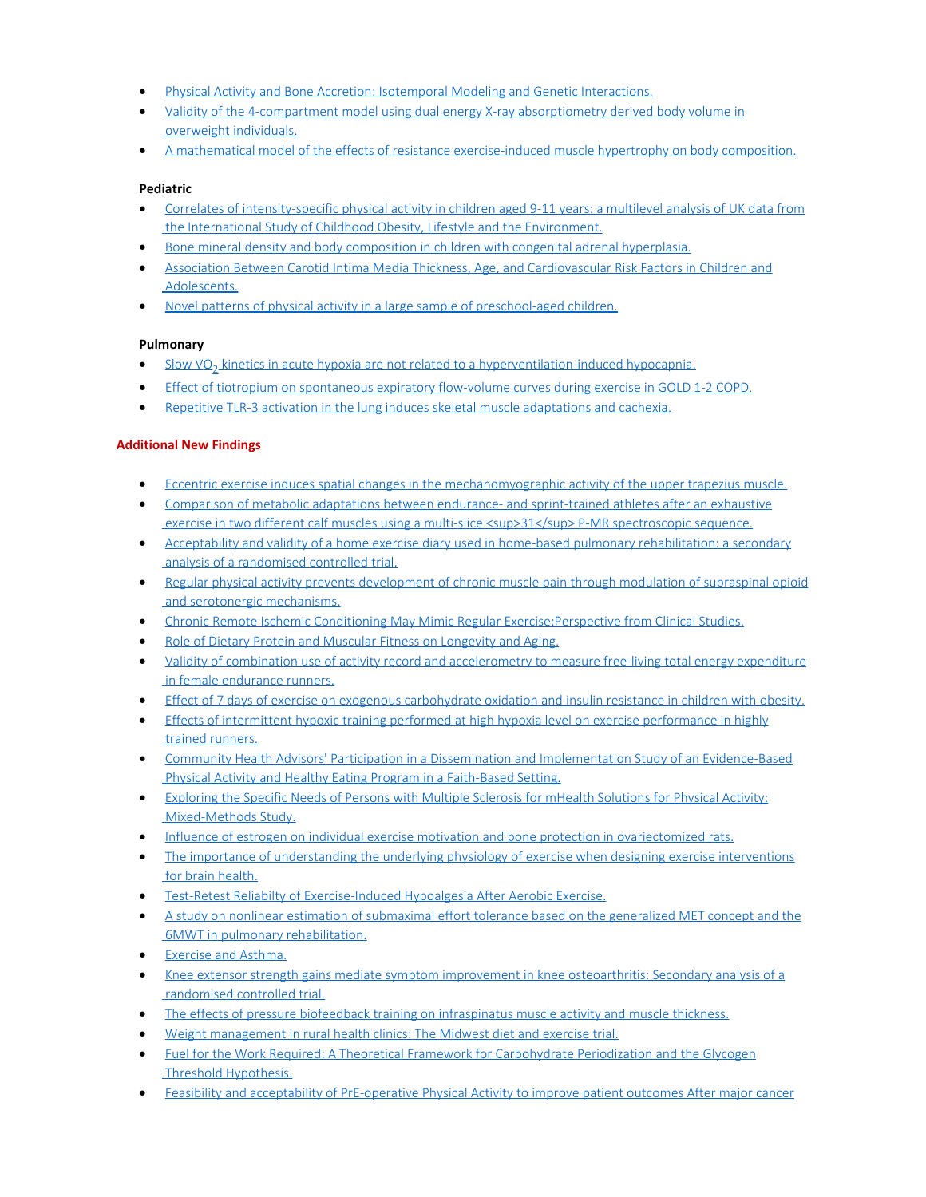- Physical Activity and Bone Accretion: Isotemporal Modeling and Genetic Interactions.
- Validity of the 4-compartment model using dual energy X-ray absorptiometry derived body volume in overweight individuals.
- A mathematical model of the effects of resistance exercise-induced muscle hypertrophy on body composition.

**Pediatric**

- Correlates of intensity-specific physical activity in children aged 9-11 years: a multilevel analysis of UK data from the International Study of Childhood Obesity, Lifestyle and the Environment.
- Bone mineral density and body composition in children with congenital adrenal hyperplasia.
- Association Between Carotid Intima Media Thickness, Age, and Cardiovascular Risk Factors in Children and Adolescents.
- Novel patterns of physical activity in a large sample of preschool-aged children.

**Pulmonary**

- Slow $VO_2$ kinetics in acute hypoxia are not related to a hyperventilation-induced hypocapnia.
- Effect of tiotropium on spontaneous expiratory flow-volume curves during exercise in GOLD 1-2 COPD.
- Repetitive TLR-3 activation in the lung induces skeletal muscle adaptations and cachexia.

## Additional New Findings

- Eccentric exercise induces spatial changes in the mechanomyographic activity of the upper trapezius muscle.
- Comparison of metabolic adaptations between endurance- and sprint-trained athletes after an exhaustive exercise in two different calf muscles using a multi-slice <sup>31</sup> P-MR spectroscopic sequence.
- Acceptability and validity of a home exercise diary used in home-based pulmonary rehabilitation: a secondary analysis of a randomised controlled trial.
- Regular physical activity prevents development of chronic muscle pain through modulation of supraspinal opioid and serotonergic mechanisms.
- Chronic Remote Ischemic Conditioning May Mimic Regular Exercise:Perspective from Clinical Studies.
- Role of Dietary Protein and Muscular Fitness on Longevity and Aging.
- Validity of combination use of activity record and accelerometry to measure free-living total energy expenditure in female endurance runners.
- Effect of 7 days of exercise on exogenous carbohydrate oxidation and insulin resistance in children with obesity.
- Effects of intermittent hypoxic training performed at high hypoxia level on exercise performance in highly trained runners.
- Community Health Advisors' Participation in a Dissemination and Implementation Study of an Evidence-Based Physical Activity and Healthy Eating Program in a Faith-Based Setting.
- Exploring the Specific Needs of Persons with Multiple Sclerosis for mHealth Solutions for Physical Activity: Mixed-Methods Study.
- Influence of estrogen on individual exercise motivation and bone protection in ovariectomized rats.
- The importance of understanding the underlying physiology of exercise when designing exercise interventions for brain health.
- Test-Retest Reliabilty of Exercise-Induced Hypoalgesia After Aerobic Exercise.
- A study on nonlinear estimation of submaximal effort tolerance based on the generalized MET concept and the 6MWT in pulmonary rehabilitation.
- Exercise and Asthma.
- Knee extensor strength gains mediate symptom improvement in knee osteoarthritis: Secondary analysis of a randomised controlled trial.
- The effects of pressure biofeedback training on infraspinatus muscle activity and muscle thickness.
- Weight management in rural health clinics: The Midwest diet and exercise trial.
- Fuel for the Work Required: A Theoretical Framework for Carbohydrate Periodization and the Glycogen Threshold Hypothesis.
- Feasibility and acceptability of PrE-operative Physical Activity to improve patient outcomes After major cancer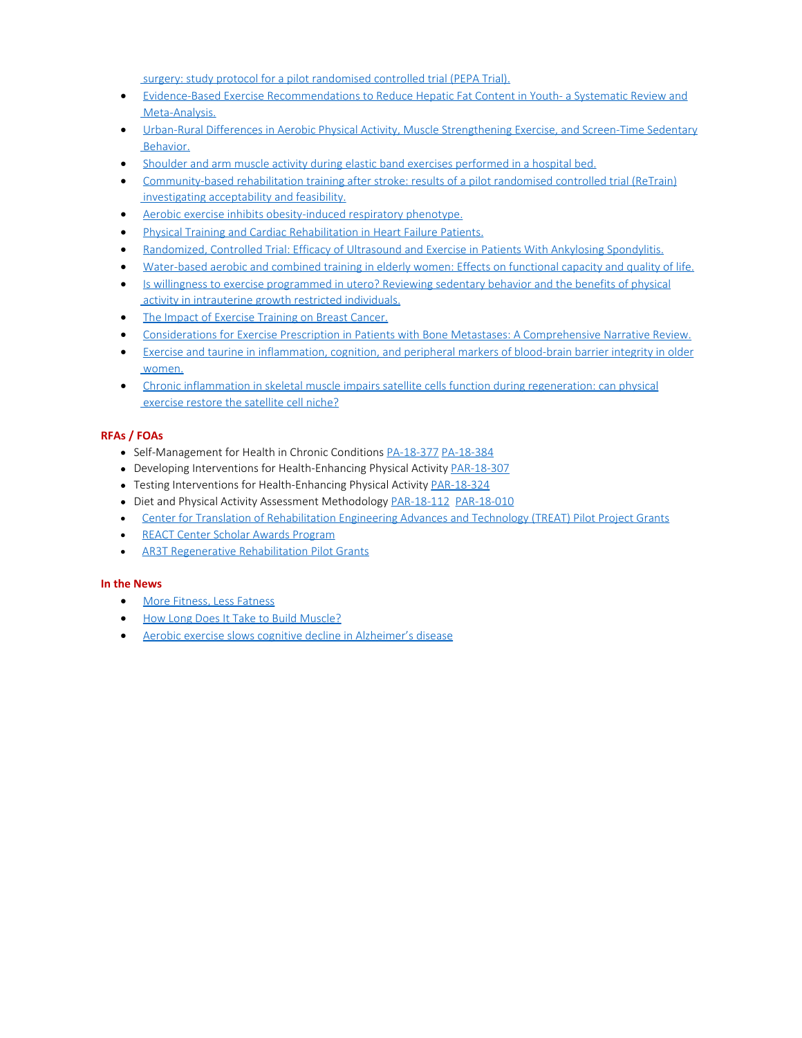surgery: study protocol for a pilot randomised controlled trial (PEPA Trial).

- Evidence-Based Exercise Recommendations to Reduce Hepatic Fat Content in Youth- a Systematic Review and Meta-Analysis.
- Urban-Rural Differences in Aerobic Physical Activity, Muscle Strengthening Exercise, and Screen-Time Sedentary Behavior.
- Shoulder and arm muscle activity during elastic band exercises performed in a hospital bed.
- Community-based rehabilitation training after stroke: results of a pilot randomised controlled trial (ReTrain) investigating acceptability and feasibility.
- Aerobic exercise inhibits obesity-induced respiratory phenotype.
- Physical Training and Cardiac Rehabilitation in Heart Failure Patients.
- Randomized, Controlled Trial: Efficacy of Ultrasound and Exercise in Patients With Ankylosing Spondylitis.
- Water-based aerobic and combined training in elderly women: Effects on functional capacity and quality of life.
- Is willingness to exercise programmed in utero? Reviewing sedentary behavior and the benefits of physical activity in intrauterine growth restricted individuals.
- The Impact of Exercise Training on Breast Cancer.
- Considerations for Exercise Prescription in Patients with Bone Metastases: A Comprehensive Narrative Review.
- Exercise and taurine in inflammation, cognition, and peripheral markers of blood-brain barrier integrity in older women.
- Chronic inflammation in skeletal muscle impairs satellite cells function during regeneration: can physical exercise restore the satellite cell niche?

## RFAs / FOAs

- Self-Management for Health in Chronic Conditions PA-18-377 PA-18-384
- Developing Interventions for Health-Enhancing Physical Activity PAR-18-307
- Testing Interventions for Health-Enhancing Physical Activity PAR-18-324
- Diet and Physical Activity Assessment Methodology PAR-18-112 PAR-18-010
- Center for Translation of Rehabilitation Engineering Advances and Technology (TREAT) Pilot Project Grants
- REACT Center Scholar Awards Program
- AR3T Regenerative Rehabilitation Pilot Grants

## In the News

- More Fitness, Less Fatness
- How Long Does It Take to Build Muscle?
- Aerobic exercise slows cognitive decline in Alzheimer's disease